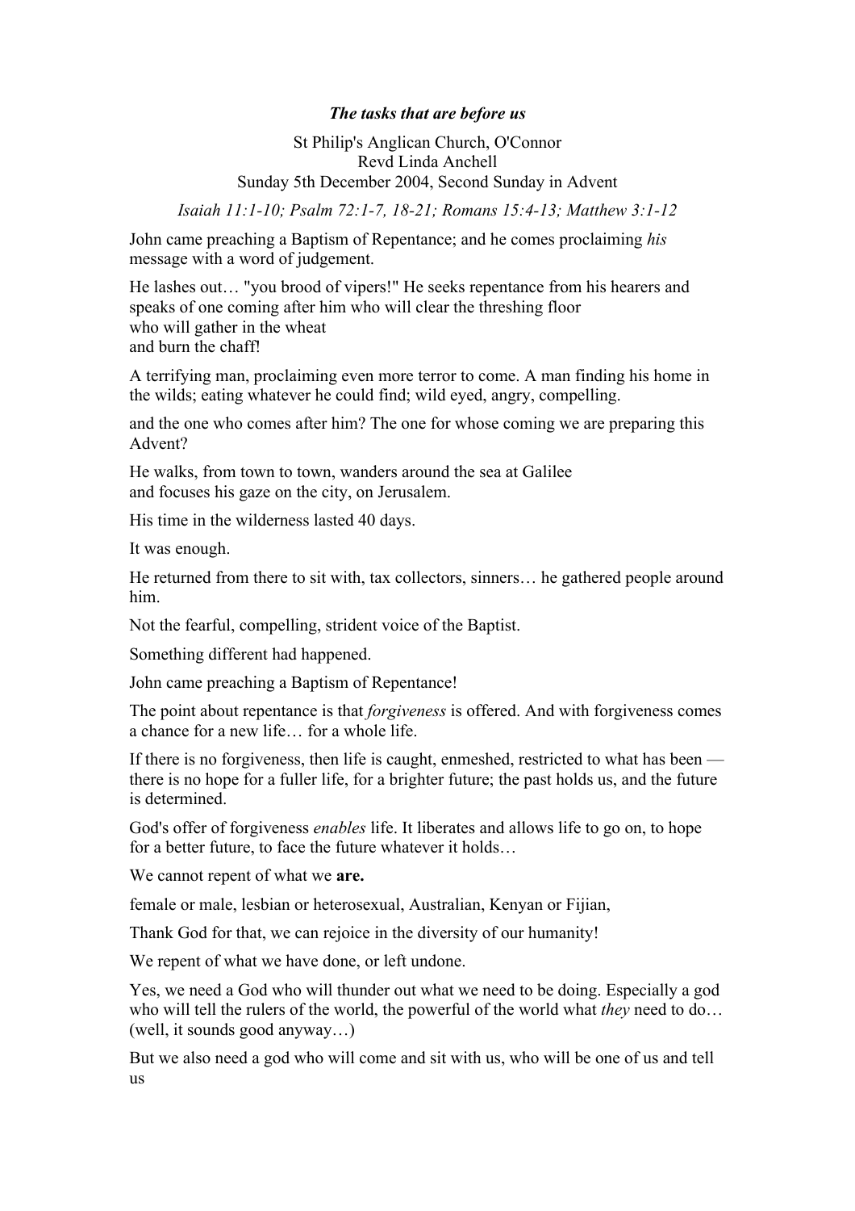# *The tasks that are before us*

St Philip's Anglican Church, O'Connor
Revd Linda Anchell
Sunday 5th December 2004, Second Sunday in Advent

*Isaiah 11:1-10; Psalm 72:1-7, 18-21; Romans 15:4-13; Matthew 3:1-12*

John came preaching a Baptism of Repentance; and he comes proclaiming *his* message with a word of judgement.

He lashes out… "you brood of vipers!" He seeks repentance from his hearers and speaks of one coming after him who will clear the threshing floor
who will gather in the wheat
and burn the chaff!

A terrifying man, proclaiming even more terror to come. A man finding his home in the wilds; eating whatever he could find; wild eyed, angry, compelling.

and the one who comes after him? The one for whose coming we are preparing this Advent?

He walks, from town to town, wanders around the sea at Galilee
and focuses his gaze on the city, on Jerusalem.

His time in the wilderness lasted 40 days.

It was enough.

He returned from there to sit with, tax collectors, sinners… he gathered people around him.

Not the fearful, compelling, strident voice of the Baptist.

Something different had happened.

John came preaching a Baptism of Repentance!

The point about repentance is that *forgiveness* is offered. And with forgiveness comes a chance for a new life… for a whole life.

If there is no forgiveness, then life is caught, enmeshed, restricted to what has been — there is no hope for a fuller life, for a brighter future; the past holds us, and the future is determined.

God's offer of forgiveness *enables* life. It liberates and allows life to go on, to hope for a better future, to face the future whatever it holds…

We cannot repent of what we **are.**

female or male, lesbian or heterosexual, Australian, Kenyan or Fijian,

Thank God for that, we can rejoice in the diversity of our humanity!

We repent of what we have done, or left undone.

Yes, we need a God who will thunder out what we need to be doing. Especially a god who will tell the rulers of the world, the powerful of the world what *they* need to do… (well, it sounds good anyway…)

But we also need a god who will come and sit with us, who will be one of us and tell us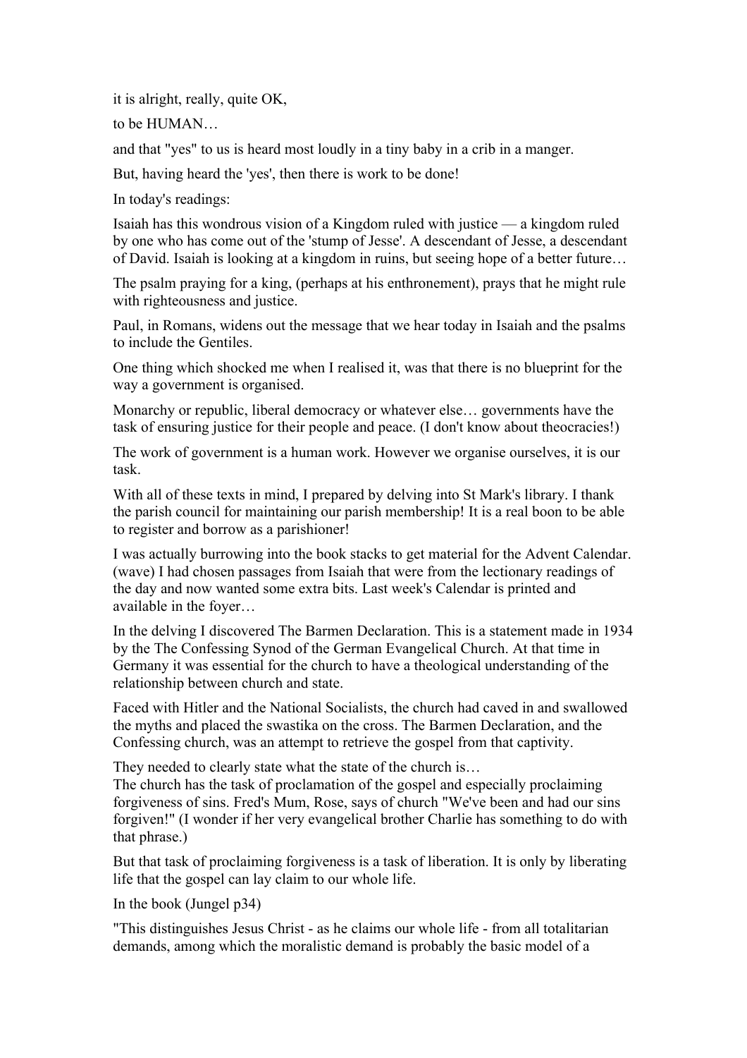it is alright, really, quite OK,

to be HUMAN…

and that "yes" to us is heard most loudly in a tiny baby in a crib in a manger.

But, having heard the 'yes', then there is work to be done!

In today's readings:

Isaiah has this wondrous vision of a Kingdom ruled with justice — a kingdom ruled by one who has come out of the 'stump of Jesse'. A descendant of Jesse, a descendant of David. Isaiah is looking at a kingdom in ruins, but seeing hope of a better future…

The psalm praying for a king, (perhaps at his enthronement), prays that he might rule with righteousness and justice.

Paul, in Romans, widens out the message that we hear today in Isaiah and the psalms to include the Gentiles.

One thing which shocked me when I realised it, was that there is no blueprint for the way a government is organised.

Monarchy or republic, liberal democracy or whatever else… governments have the task of ensuring justice for their people and peace. (I don't know about theocracies!)

The work of government is a human work. However we organise ourselves, it is our task.

With all of these texts in mind, I prepared by delving into St Mark's library. I thank the parish council for maintaining our parish membership! It is a real boon to be able to register and borrow as a parishioner!

I was actually burrowing into the book stacks to get material for the Advent Calendar. (wave) I had chosen passages from Isaiah that were from the lectionary readings of the day and now wanted some extra bits. Last week's Calendar is printed and available in the foyer…

In the delving I discovered The Barmen Declaration. This is a statement made in 1934 by the The Confessing Synod of the German Evangelical Church. At that time in Germany it was essential for the church to have a theological understanding of the relationship between church and state.

Faced with Hitler and the National Socialists, the church had caved in and swallowed the myths and placed the swastika on the cross. The Barmen Declaration, and the Confessing church, was an attempt to retrieve the gospel from that captivity.

They needed to clearly state what the state of the church is…
The church has the task of proclamation of the gospel and especially proclaiming forgiveness of sins. Fred's Mum, Rose, says of church "We've been and had our sins forgiven!" (I wonder if her very evangelical brother Charlie has something to do with that phrase.)

But that task of proclaiming forgiveness is a task of liberation. It is only by liberating life that the gospel can lay claim to our whole life.

In the book (Jungel p34)

"This distinguishes Jesus Christ - as he claims our whole life - from all totalitarian demands, among which the moralistic demand is probably the basic model of a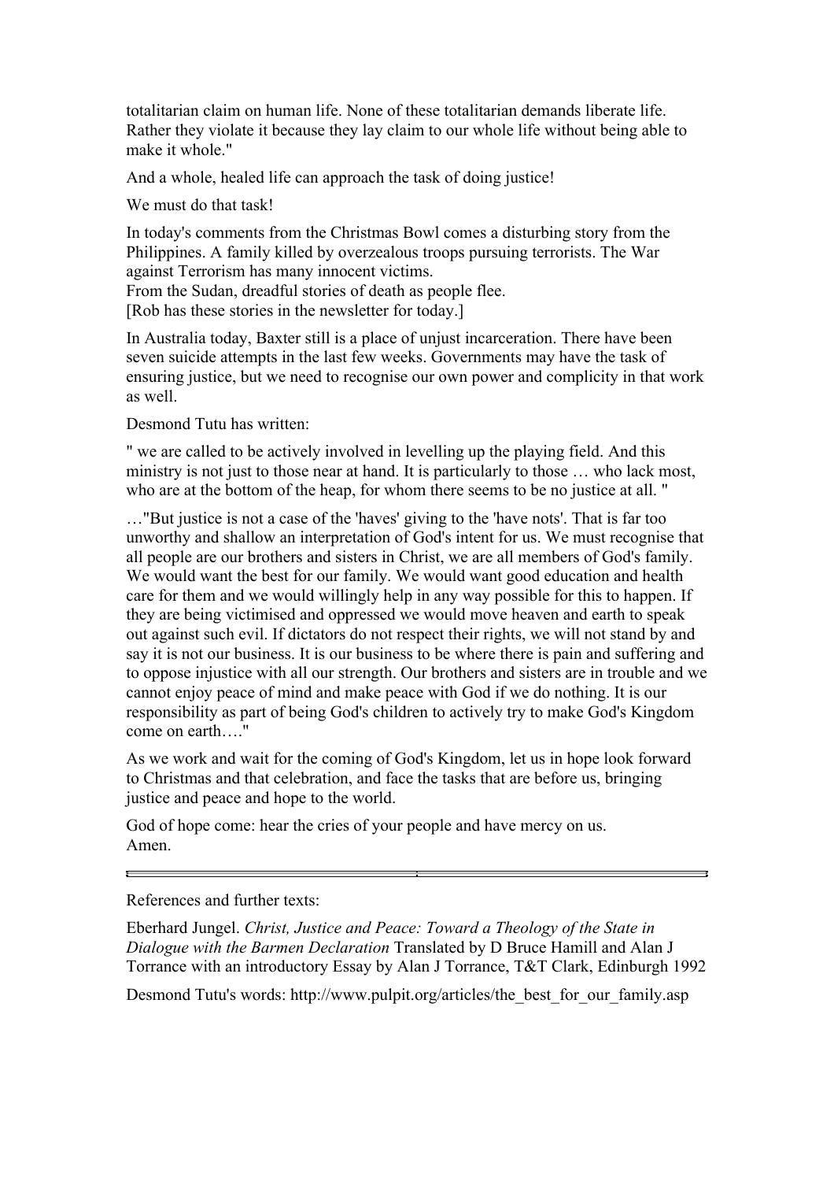totalitarian claim on human life. None of these totalitarian demands liberate life. Rather they violate it because they lay claim to our whole life without being able to make it whole."

And a whole, healed life can approach the task of doing justice!

We must do that task!

In today's comments from the Christmas Bowl comes a disturbing story from the Philippines. A family killed by overzealous troops pursuing terrorists. The War against Terrorism has many innocent victims.
From the Sudan, dreadful stories of death as people flee.
[Rob has these stories in the newsletter for today.]

In Australia today, Baxter still is a place of unjust incarceration. There have been seven suicide attempts in the last few weeks. Governments may have the task of ensuring justice, but we need to recognise our own power and complicity in that work as well.

Desmond Tutu has written:

" we are called to be actively involved in levelling up the playing field. And this ministry is not just to those near at hand. It is particularly to those … who lack most, who are at the bottom of the heap, for whom there seems to be no justice at all. "

…"But justice is not a case of the 'haves' giving to the 'have nots'. That is far too unworthy and shallow an interpretation of God's intent for us. We must recognise that all people are our brothers and sisters in Christ, we are all members of God's family. We would want the best for our family. We would want good education and health care for them and we would willingly help in any way possible for this to happen. If they are being victimised and oppressed we would move heaven and earth to speak out against such evil. If dictators do not respect their rights, we will not stand by and say it is not our business. It is our business to be where there is pain and suffering and to oppose injustice with all our strength. Our brothers and sisters are in trouble and we cannot enjoy peace of mind and make peace with God if we do nothing. It is our responsibility as part of being God's children to actively try to make God's Kingdom come on earth…."

As we work and wait for the coming of God's Kingdom, let us in hope look forward to Christmas and that celebration, and face the tasks that are before us, bringing justice and peace and hope to the world.

God of hope come: hear the cries of your people and have mercy on us.
Amen.

---

References and further texts:

Eberhard Jungel. *Christ, Justice and Peace: Toward a Theology of the State in Dialogue with the Barmen Declaration* Translated by D Bruce Hamill and Alan J Torrance with an introductory Essay by Alan J Torrance, T&T Clark, Edinburgh 1992

Desmond Tutu's words: http://www.pulpit.org/articles/the_best_for_our_family.asp